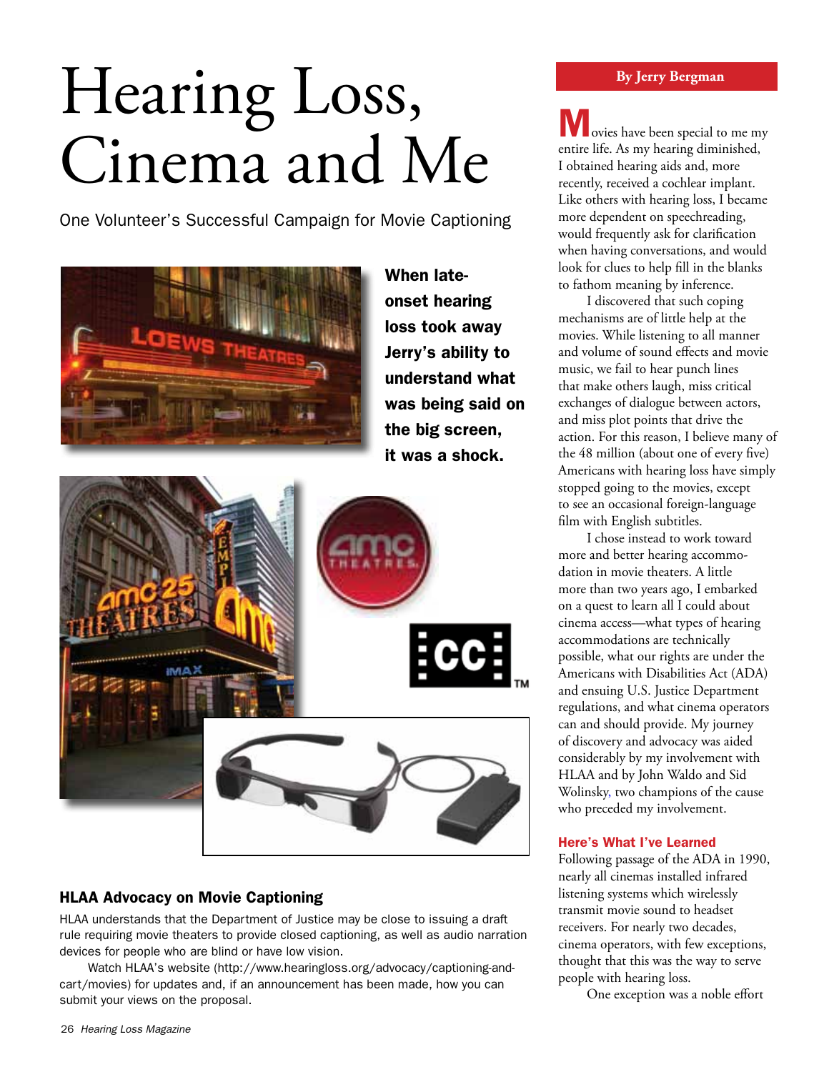# Hearing Loss, Cinema and Me

One Volunteer's Successful Campaign for Movie Captioning

**When late-onset hearing loss took away Jerry's ability to understand what was being said on the big screen, it was a shock.**

**By Jerry Bergman**

Movies have been special to me my entire life. As my hearing diminished, I obtained hearing aids and, more recently, received a cochlear implant. Like others with hearing loss, I became more dependent on speechreading, would frequently ask for clarification when having conversations, and would look for clues to help fill in the blanks to fathom meaning by inference.

I discovered that such coping mechanisms are of little help at the movies. While listening to all manner and volume of sound effects and movie music, we fail to hear punch lines that make others laugh, miss critical exchanges of dialogue between actors, and miss plot points that drive the action. For this reason, I believe many of the 48 million (about one of every five) Americans with hearing loss have simply stopped going to the movies, except to see an occasional foreign-language film with English subtitles.

I chose instead to work toward more and better hearing accommodation in movie theaters. A little more than two years ago, I embarked on a quest to learn all I could about cinema access—what types of hearing accommodations are technically possible, what our rights are under the Americans with Disabilities Act (ADA) and ensuing U.S. Justice Department regulations, and what cinema operators can and should provide. My journey of discovery and advocacy was aided considerably by my involvement with HLAA and by John Waldo and Sid Wolinsky, two champions of the cause who preceded my involvement.

### Here's What I've Learned

Following passage of the ADA in 1990, nearly all cinemas installed infrared listening systems which wirelessly transmit movie sound to headset receivers. For nearly two decades, cinema operators, with few exceptions, thought that this was the way to serve people with hearing loss.

One exception was a noble effort

### HLAA Advocacy on Movie Captioning

HLAA understands that the Department of Justice may be close to issuing a draft rule requiring movie theaters to provide closed captioning, as well as audio narration devices for people who are blind or have low vision.

Watch HLAA's website (http://www.hearingloss.org/advocacy/captioning-and-cart/movies) for updates and, if an announcement has been made, how you can submit your views on the proposal.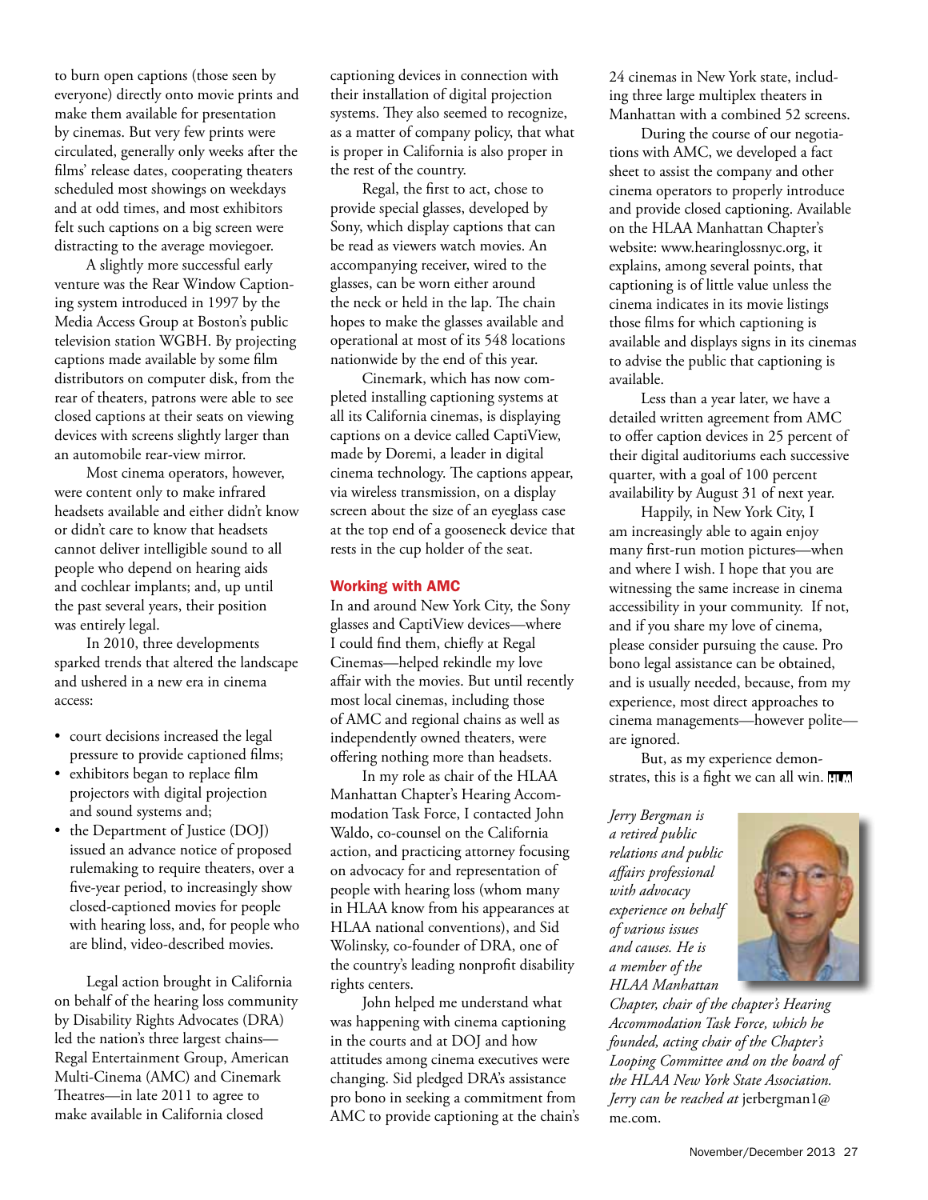to burn open captions (those seen by everyone) directly onto movie prints and make them available for presentation by cinemas. But very few prints were circulated, generally only weeks after the films' release dates, cooperating theaters scheduled most showings on weekdays and at odd times, and most exhibitors felt such captions on a big screen were distracting to the average moviegoer.

A slightly more successful early venture was the Rear Window Captioning system introduced in 1997 by the Media Access Group at Boston's public television station WGBH. By projecting captions made available by some film distributors on computer disk, from the rear of theaters, patrons were able to see closed captions at their seats on viewing devices with screens slightly larger than an automobile rear-view mirror.

Most cinema operators, however, were content only to make infrared headsets available and either didn't know or didn't care to know that headsets cannot deliver intelligible sound to all people who depend on hearing aids and cochlear implants; and, up until the past several years, their position was entirely legal.

In 2010, three developments sparked trends that altered the landscape and ushered in a new era in cinema access:

- court decisions increased the legal pressure to provide captioned films;
- exhibitors began to replace film projectors with digital projection and sound systems and;
- the Department of Justice (DOJ) issued an advance notice of proposed rulemaking to require theaters, over a five-year period, to increasingly show closed-captioned movies for people with hearing loss, and, for people who are blind, video-described movies.

Legal action brought in California on behalf of the hearing loss community by Disability Rights Advocates (DRA) led the nation's three largest chains—Regal Entertainment Group, American Multi-Cinema (AMC) and Cinemark Theatres—in late 2011 to agree to make available in California closed captioning devices in connection with their installation of digital projection systems. They also seemed to recognize, as a matter of company policy, that what is proper in California is also proper in the rest of the country.

Regal, the first to act, chose to provide special glasses, developed by Sony, which display captions that can be read as viewers watch movies. An accompanying receiver, wired to the glasses, can be worn either around the neck or held in the lap. The chain hopes to make the glasses available and operational at most of its 548 locations nationwide by the end of this year.

Cinemark, which has now completed installing captioning systems at all its California cinemas, is displaying captions on a device called CaptiView, made by Doremi, a leader in digital cinema technology. The captions appear, via wireless transmission, on a display screen about the size of an eyeglass case at the top end of a gooseneck device that rests in the cup holder of the seat.

## Working with AMC

In and around New York City, the Sony glasses and CaptiView devices—where I could find them, chiefly at Regal Cinemas—helped rekindle my love affair with the movies. But until recently most local cinemas, including those of AMC and regional chains as well as independently owned theaters, were offering nothing more than headsets.

In my role as chair of the HLAA Manhattan Chapter's Hearing Accommodation Task Force, I contacted John Waldo, co-counsel on the California action, and practicing attorney focusing on advocacy for and representation of people with hearing loss (whom many in HLAA know from his appearances at HLAA national conventions), and Sid Wolinsky, co-founder of DRA, one of the country's leading nonprofit disability rights centers.

John helped me understand what was happening with cinema captioning in the courts and at DOJ and how attitudes among cinema executives were changing. Sid pledged DRA's assistance pro bono in seeking a commitment from AMC to provide captioning at the chain's 24 cinemas in New York state, including three large multiplex theaters in Manhattan with a combined 52 screens.

During the course of our negotiations with AMC, we developed a fact sheet to assist the company and other cinema operators to properly introduce and provide closed captioning. Available on the HLAA Manhattan Chapter's website: www.hearinglossnyc.org, it explains, among several points, that captioning is of little value unless the cinema indicates in its movie listings those films for which captioning is available and displays signs in its cinemas to advise the public that captioning is available.

Less than a year later, we have a detailed written agreement from AMC to offer caption devices in 25 percent of their digital auditoriums each successive quarter, with a goal of 100 percent availability by August 31 of next year.

Happily, in New York City, I am increasingly able to again enjoy many first-run motion pictures—when and where I wish. I hope that you are witnessing the same increase in cinema accessibility in your community. If not, and if you share my love of cinema, please consider pursuing the cause. Pro bono legal assistance can be obtained, and is usually needed, because, from my experience, most direct approaches to cinema managements—however polite—are ignored.

But, as my experience demonstrates, this is a fight we can all win. HLM

*Jerry Bergman is a retired public relations and public affairs professional with advocacy experience on behalf of various issues and causes. He is a member of the HLAA Manhattan Chapter, chair of the chapter's Hearing Accommodation Task Force, which he founded, acting chair of the Chapter's Looping Committee and on the board of the HLAA New York State Association. Jerry can be reached at* jerbergman1@me.com.